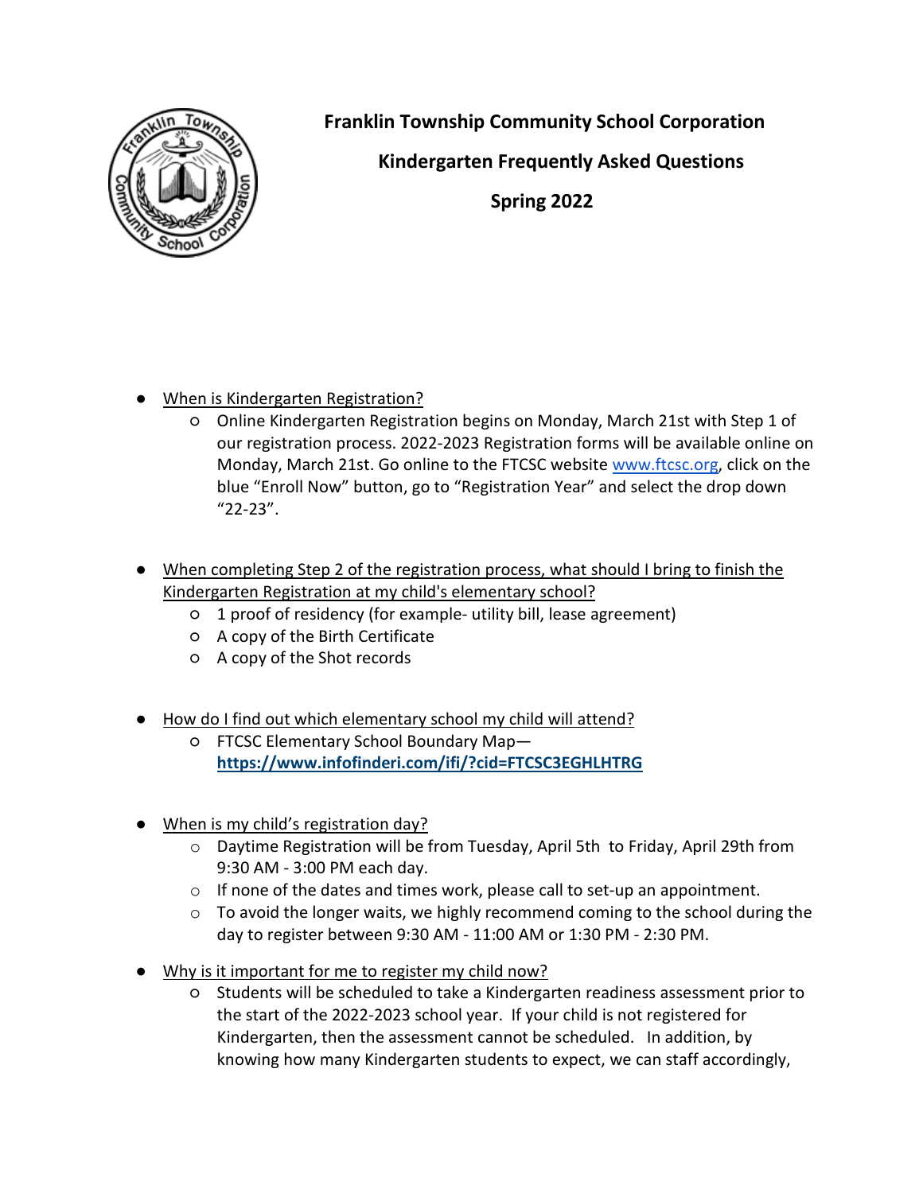# Franklin Township Community School Corporation

## Kindergarten Frequently Asked Questions

## Spring 2022

- When is Kindergarten Registration?
  - Online Kindergarten Registration begins on Monday, March 21st with Step 1 of our registration process. 2022-2023 Registration forms will be available online on Monday, March 21st. Go online to the FTCSC website www.ftcsc.org, click on the blue "Enroll Now" button, go to "Registration Year" and select the drop down "22-23".

- When completing Step 2 of the registration process, what should I bring to finish the Kindergarten Registration at my child's elementary school?
  - 1 proof of residency (for example- utility bill, lease agreement)
  - A copy of the Birth Certificate
  - A copy of the Shot records

- How do I find out which elementary school my child will attend?
  - FTCSC Elementary School Boundary Map— **https://www.infofinderi.com/ifi/?cid=FTCSC3EGHLHTRG**

- When is my child's registration day?
  - Daytime Registration will be from Tuesday, April 5th to Friday, April 29th from 9:30 AM - 3:00 PM each day.
  - If none of the dates and times work, please call to set-up an appointment.
  - To avoid the longer waits, we highly recommend coming to the school during the day to register between 9:30 AM - 11:00 AM or 1:30 PM - 2:30 PM.

- Why is it important for me to register my child now?
  - Students will be scheduled to take a Kindergarten readiness assessment prior to the start of the 2022-2023 school year. If your child is not registered for Kindergarten, then the assessment cannot be scheduled. In addition, by knowing how many Kindergarten students to expect, we can staff accordingly,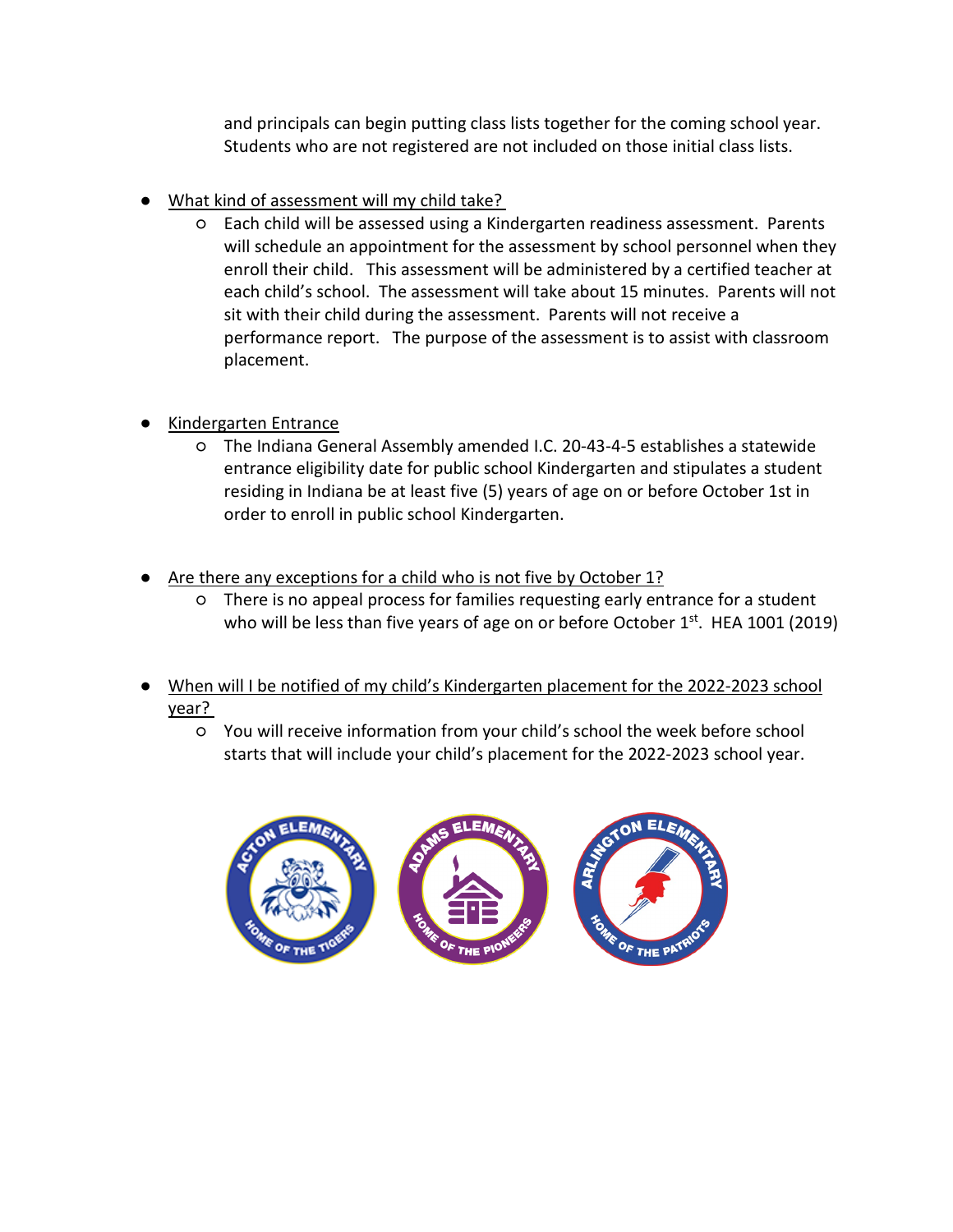and principals can begin putting class lists together for the coming school year. Students who are not registered are not included on those initial class lists.

- What kind of assessment will my child take?
  - Each child will be assessed using a Kindergarten readiness assessment. Parents will schedule an appointment for the assessment by school personnel when they enroll their child. This assessment will be administered by a certified teacher at each child's school. The assessment will take about 15 minutes. Parents will not sit with their child during the assessment. Parents will not receive a performance report. The purpose of the assessment is to assist with classroom placement.

- Kindergarten Entrance
  - The Indiana General Assembly amended I.C. 20-43-4-5 establishes a statewide entrance eligibility date for public school Kindergarten and stipulates a student residing in Indiana be at least five (5) years of age on or before October 1st in order to enroll in public school Kindergarten.

- Are there any exceptions for a child who is not five by October 1?
  - There is no appeal process for families requesting early entrance for a student who will be less than five years of age on or before October 1st. HEA 1001 (2019)

- When will I be notified of my child's Kindergarten placement for the 2022-2023 school year?
  - You will receive information from your child's school the week before school starts that will include your child's placement for the 2022-2023 school year.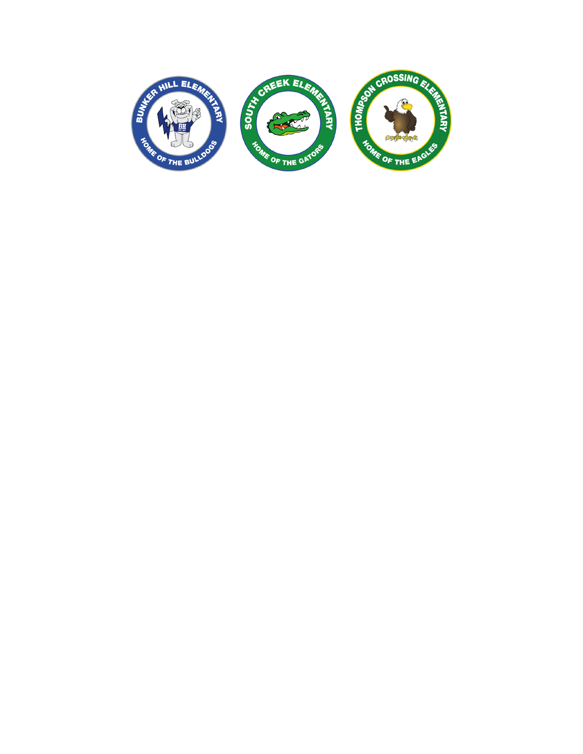BUNKER HILL ELEMENTARY
HOME OF THE BULLDOGS

SOUTH CREEK ELEMENTARY
HOME OF THE GATORS

THOMPSON CROSSING ELEMENTARY
HOME OF THE EAGLES